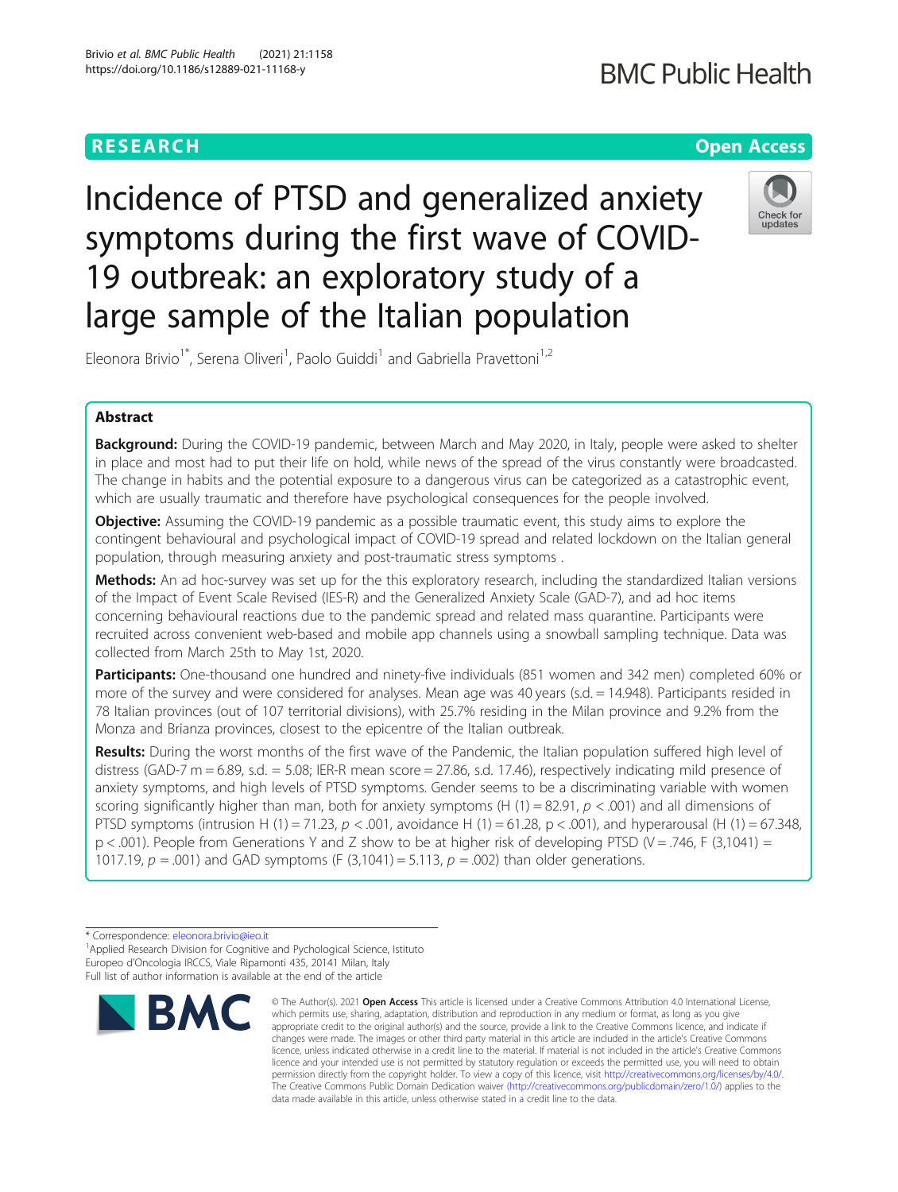RESEARCH

Open Access

# Incidence of PTSD and generalized anxiety symptoms during the first wave of COVID-19 outbreak: an exploratory study of a large sample of the Italian population

Eleonora Brivio[1*], Serena Oliveri[1], Paolo Guiddi[1] and Gabriella Pravettoni[1,2]

## Abstract

**Background:** During the COVID-19 pandemic, between March and May 2020, in Italy, people were asked to shelter in place and most had to put their life on hold, while news of the spread of the virus constantly were broadcasted. The change in habits and the potential exposure to a dangerous virus can be categorized as a catastrophic event, which are usually traumatic and therefore have psychological consequences for the people involved.

**Objective:** Assuming the COVID-19 pandemic as a possible traumatic event, this study aims to explore the contingent behavioural and psychological impact of COVID-19 spread and related lockdown on the Italian general population, through measuring anxiety and post-traumatic stress symptoms .

**Methods:** An ad hoc-survey was set up for the this exploratory research, including the standardized Italian versions of the Impact of Event Scale Revised (IES-R) and the Generalized Anxiety Scale (GAD-7), and ad hoc items concerning behavioural reactions due to the pandemic spread and related mass quarantine. Participants were recruited across convenient web-based and mobile app channels using a snowball sampling technique. Data was collected from March 25th to May 1st, 2020.

**Participants:** One-thousand one hundred and ninety-five individuals (851 women and 342 men) completed 60% or more of the survey and were considered for analyses. Mean age was 40 years (s.d. = 14.948). Participants resided in 78 Italian provinces (out of 107 territorial divisions), with 25.7% residing in the Milan province and 9.2% from the Monza and Brianza provinces, closest to the epicentre of the Italian outbreak.

**Results:** During the worst months of the first wave of the Pandemic, the Italian population suffered high level of distress (GAD-7 m = 6.89, s.d. = 5.08; IER-R mean score = 27.86, s.d. 17.46), respectively indicating mild presence of anxiety symptoms, and high levels of PTSD symptoms. Gender seems to be a discriminating variable with women scoring significantly higher than man, both for anxiety symptoms ($H(1) = 82.91$, $p < .001$) and all dimensions of PTSD symptoms (intrusion $H(1) = 71.23$, $p < .001$, avoidance $H(1) = 61.28$, $p < .001$), and hyperarousal ($H(1) = 67.348$, $p < .001$). People from Generations Y and Z show to be at higher risk of developing PTSD ($V = .746$, $F(3,1041) = 1017.19$, $p = .001$) and GAD symptoms ($F(3,1041) = 5.113$, $p = .002$) than older generations.

* Correspondence: eleonora.brivio@ieo.it
[1]Applied Research Division for Cognitive and Pychological Science, Istituto Europeo d'Oncologia IRCCS, Viale Ripamonti 435, 20141 Milan, Italy
Full list of author information is available at the end of the article

© The Author(s). 2021 **Open Access** This article is licensed under a Creative Commons Attribution 4.0 International License, which permits use, sharing, adaptation, distribution and reproduction in any medium or format, as long as you give appropriate credit to the original author(s) and the source, provide a link to the Creative Commons licence, and indicate if changes were made. The images or other third party material in this article are included in the article's Creative Commons licence, unless indicated otherwise in a credit line to the material. If material is not included in the article's Creative Commons licence and your intended use is not permitted by statutory regulation or exceeds the permitted use, you will need to obtain permission directly from the copyright holder. To view a copy of this licence, visit http://creativecommons.org/licenses/by/4.0/. The Creative Commons Public Domain Dedication waiver (http://creativecommons.org/publicdomain/zero/1.0/) applies to the data made available in this article, unless otherwise stated in a credit line to the data.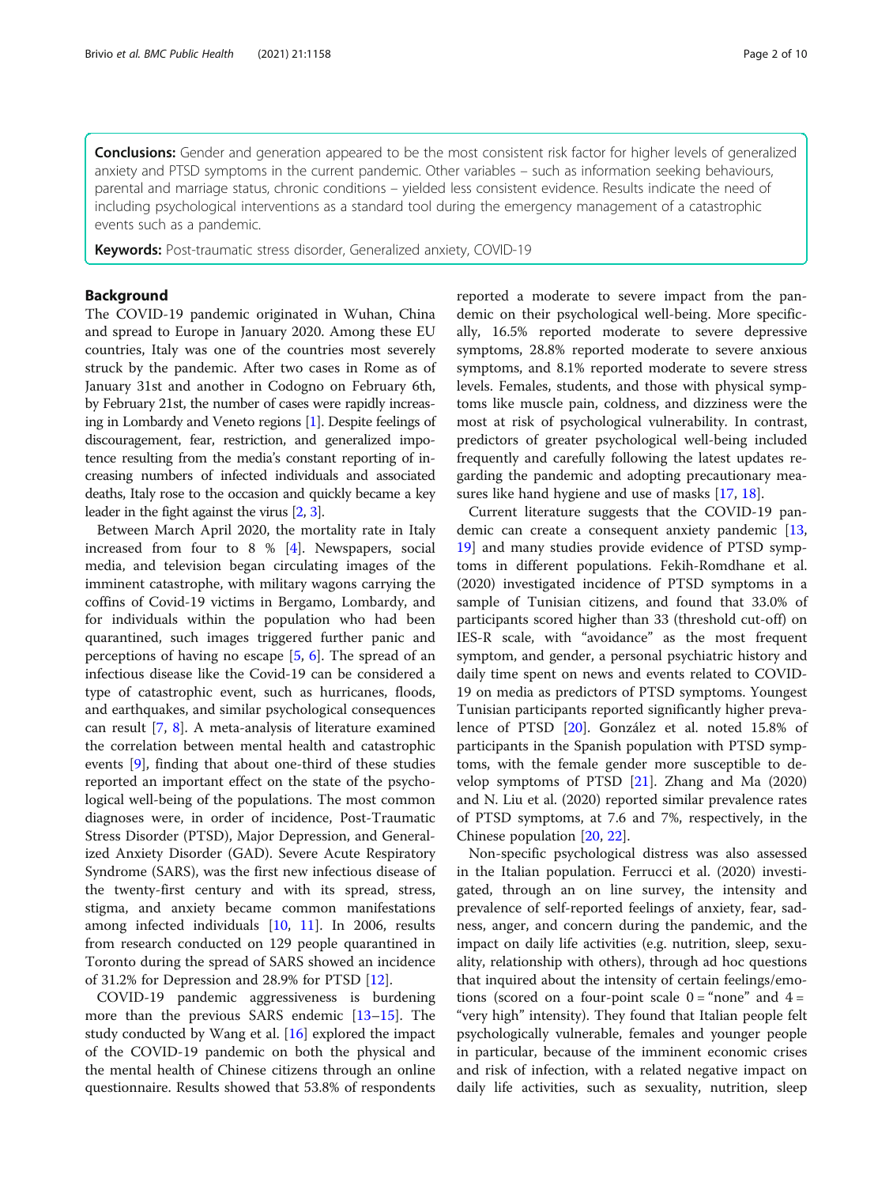**Conclusions:** Gender and generation appeared to be the most consistent risk factor for higher levels of generalized anxiety and PTSD symptoms in the current pandemic. Other variables – such as information seeking behaviours, parental and marriage status, chronic conditions – yielded less consistent evidence. Results indicate the need of including psychological interventions as a standard tool during the emergency management of a catastrophic events such as a pandemic.

**Keywords:** Post-traumatic stress disorder, Generalized anxiety, COVID-19

## Background

The COVID-19 pandemic originated in Wuhan, China and spread to Europe in January 2020. Among these EU countries, Italy was one of the countries most severely struck by the pandemic. After two cases in Rome as of January 31st and another in Codogno on February 6th, by February 21st, the number of cases were rapidly increasing in Lombardy and Veneto regions [1]. Despite feelings of discouragement, fear, restriction, and generalized impotence resulting from the media's constant reporting of increasing numbers of infected individuals and associated deaths, Italy rose to the occasion and quickly became a key leader in the fight against the virus [2, 3].

Between March April 2020, the mortality rate in Italy increased from four to 8 % [4]. Newspapers, social media, and television began circulating images of the imminent catastrophe, with military wagons carrying the coffins of Covid-19 victims in Bergamo, Lombardy, and for individuals within the population who had been quarantined, such images triggered further panic and perceptions of having no escape [5, 6]. The spread of an infectious disease like the Covid-19 can be considered a type of catastrophic event, such as hurricanes, floods, and earthquakes, and similar psychological consequences can result [7, 8]. A meta-analysis of literature examined the correlation between mental health and catastrophic events [9], finding that about one-third of these studies reported an important effect on the state of the psychological well-being of the populations. The most common diagnoses were, in order of incidence, Post-Traumatic Stress Disorder (PTSD), Major Depression, and Generalized Anxiety Disorder (GAD). Severe Acute Respiratory Syndrome (SARS), was the first new infectious disease of the twenty-first century and with its spread, stress, stigma, and anxiety became common manifestations among infected individuals [10, 11]. In 2006, results from research conducted on 129 people quarantined in Toronto during the spread of SARS showed an incidence of 31.2% for Depression and 28.9% for PTSD [12].

COVID-19 pandemic aggressiveness is burdening more than the previous SARS endemic [13–15]. The study conducted by Wang et al. [16] explored the impact of the COVID-19 pandemic on both the physical and the mental health of Chinese citizens through an online questionnaire. Results showed that 53.8% of respondents reported a moderate to severe impact from the pandemic on their psychological well-being. More specifically, 16.5% reported moderate to severe depressive symptoms, 28.8% reported moderate to severe anxious symptoms, and 8.1% reported moderate to severe stress levels. Females, students, and those with physical symptoms like muscle pain, coldness, and dizziness were the most at risk of psychological vulnerability. In contrast, predictors of greater psychological well-being included frequently and carefully following the latest updates regarding the pandemic and adopting precautionary measures like hand hygiene and use of masks [17, 18].

Current literature suggests that the COVID-19 pandemic can create a consequent anxiety pandemic [13, 19] and many studies provide evidence of PTSD symptoms in different populations. Fekih-Romdhane et al. (2020) investigated incidence of PTSD symptoms in a sample of Tunisian citizens, and found that 33.0% of participants scored higher than 33 (threshold cut-off) on IES-R scale, with "avoidance" as the most frequent symptom, and gender, a personal psychiatric history and daily time spent on news and events related to COVID-19 on media as predictors of PTSD symptoms. Youngest Tunisian participants reported significantly higher prevalence of PTSD [20]. González et al. noted 15.8% of participants in the Spanish population with PTSD symptoms, with the female gender more susceptible to develop symptoms of PTSD [21]. Zhang and Ma (2020) and N. Liu et al. (2020) reported similar prevalence rates of PTSD symptoms, at 7.6 and 7%, respectively, in the Chinese population [20, 22].

Non-specific psychological distress was also assessed in the Italian population. Ferrucci et al. (2020) investigated, through an on line survey, the intensity and prevalence of self-reported feelings of anxiety, fear, sadness, anger, and concern during the pandemic, and the impact on daily life activities (e.g. nutrition, sleep, sexuality, relationship with others), through ad hoc questions that inquired about the intensity of certain feelings/emotions (scored on a four-point scale 0 = "none" and 4 = "very high" intensity). They found that Italian people felt psychologically vulnerable, females and younger people in particular, because of the imminent economic crises and risk of infection, with a related negative impact on daily life activities, such as sexuality, nutrition, sleep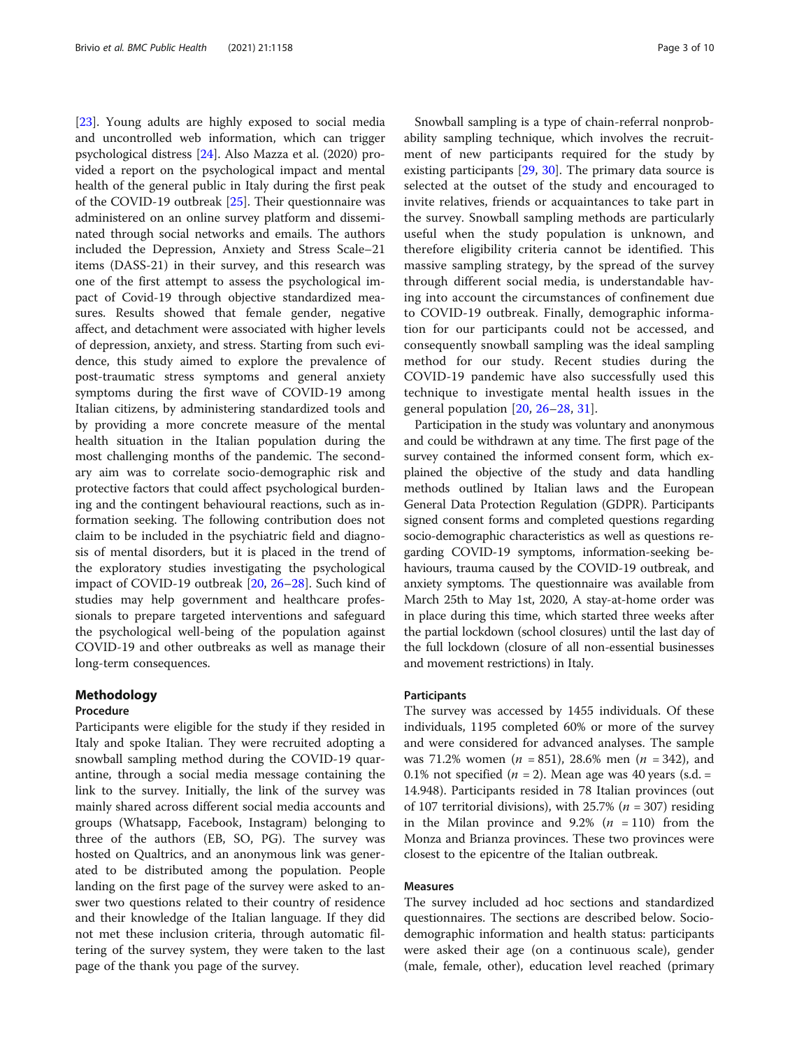[23]. Young adults are highly exposed to social media and uncontrolled web information, which can trigger psychological distress [24]. Also Mazza et al. (2020) provided a report on the psychological impact and mental health of the general public in Italy during the first peak of the COVID-19 outbreak [25]. Their questionnaire was administered on an online survey platform and disseminated through social networks and emails. The authors included the Depression, Anxiety and Stress Scale–21 items (DASS-21) in their survey, and this research was one of the first attempt to assess the psychological impact of Covid-19 through objective standardized measures. Results showed that female gender, negative affect, and detachment were associated with higher levels of depression, anxiety, and stress. Starting from such evidence, this study aimed to explore the prevalence of post-traumatic stress symptoms and general anxiety symptoms during the first wave of COVID-19 among Italian citizens, by administering standardized tools and by providing a more concrete measure of the mental health situation in the Italian population during the most challenging months of the pandemic. The secondary aim was to correlate socio-demographic risk and protective factors that could affect psychological burdening and the contingent behavioural reactions, such as information seeking. The following contribution does not claim to be included in the psychiatric field and diagnosis of mental disorders, but it is placed in the trend of the exploratory studies investigating the psychological impact of COVID-19 outbreak [20, 26–28]. Such kind of studies may help government and healthcare professionals to prepare targeted interventions and safeguard the psychological well-being of the population against COVID-19 and other outbreaks as well as manage their long-term consequences.

## Methodology

### Procedure

Participants were eligible for the study if they resided in Italy and spoke Italian. They were recruited adopting a snowball sampling method during the COVID-19 quarantine, through a social media message containing the link to the survey. Initially, the link of the survey was mainly shared across different social media accounts and groups (Whatsapp, Facebook, Instagram) belonging to three of the authors (EB, SO, PG). The survey was hosted on Qualtrics, and an anonymous link was generated to be distributed among the population. People landing on the first page of the survey were asked to answer two questions related to their country of residence and their knowledge of the Italian language. If they did not met these inclusion criteria, through automatic filtering of the survey system, they were taken to the last page of the thank you page of the survey.

Snowball sampling is a type of chain-referral nonprobability sampling technique, which involves the recruitment of new participants required for the study by existing participants [29, 30]. The primary data source is selected at the outset of the study and encouraged to invite relatives, friends or acquaintances to take part in the survey. Snowball sampling methods are particularly useful when the study population is unknown, and therefore eligibility criteria cannot be identified. This massive sampling strategy, by the spread of the survey through different social media, is understandable having into account the circumstances of confinement due to COVID-19 outbreak. Finally, demographic information for our participants could not be accessed, and consequently snowball sampling was the ideal sampling method for our study. Recent studies during the COVID-19 pandemic have also successfully used this technique to investigate mental health issues in the general population [20, 26–28, 31].

Participation in the study was voluntary and anonymous and could be withdrawn at any time. The first page of the survey contained the informed consent form, which explained the objective of the study and data handling methods outlined by Italian laws and the European General Data Protection Regulation (GDPR). Participants signed consent forms and completed questions regarding socio-demographic characteristics as well as questions regarding COVID-19 symptoms, information-seeking behaviours, trauma caused by the COVID-19 outbreak, and anxiety symptoms. The questionnaire was available from March 25th to May 1st, 2020, A stay-at-home order was in place during this time, which started three weeks after the partial lockdown (school closures) until the last day of the full lockdown (closure of all non-essential businesses and movement restrictions) in Italy.

### Participants

The survey was accessed by 1455 individuals. Of these individuals, 1195 completed 60% or more of the survey and were considered for advanced analyses. The sample was 71.2% women ($n$ = 851), 28.6% men ($n$ = 342), and 0.1% not specified ($n$ = 2). Mean age was 40 years (s.d. = 14.948). Participants resided in 78 Italian provinces (out of 107 territorial divisions), with 25.7% ($n$ = 307) residing in the Milan province and 9.2% ($n$ = 110) from the Monza and Brianza provinces. These two provinces were closest to the epicentre of the Italian outbreak.

### Measures

The survey included ad hoc sections and standardized questionnaires. The sections are described below. Socio-demographic information and health status: participants were asked their age (on a continuous scale), gender (male, female, other), education level reached (primary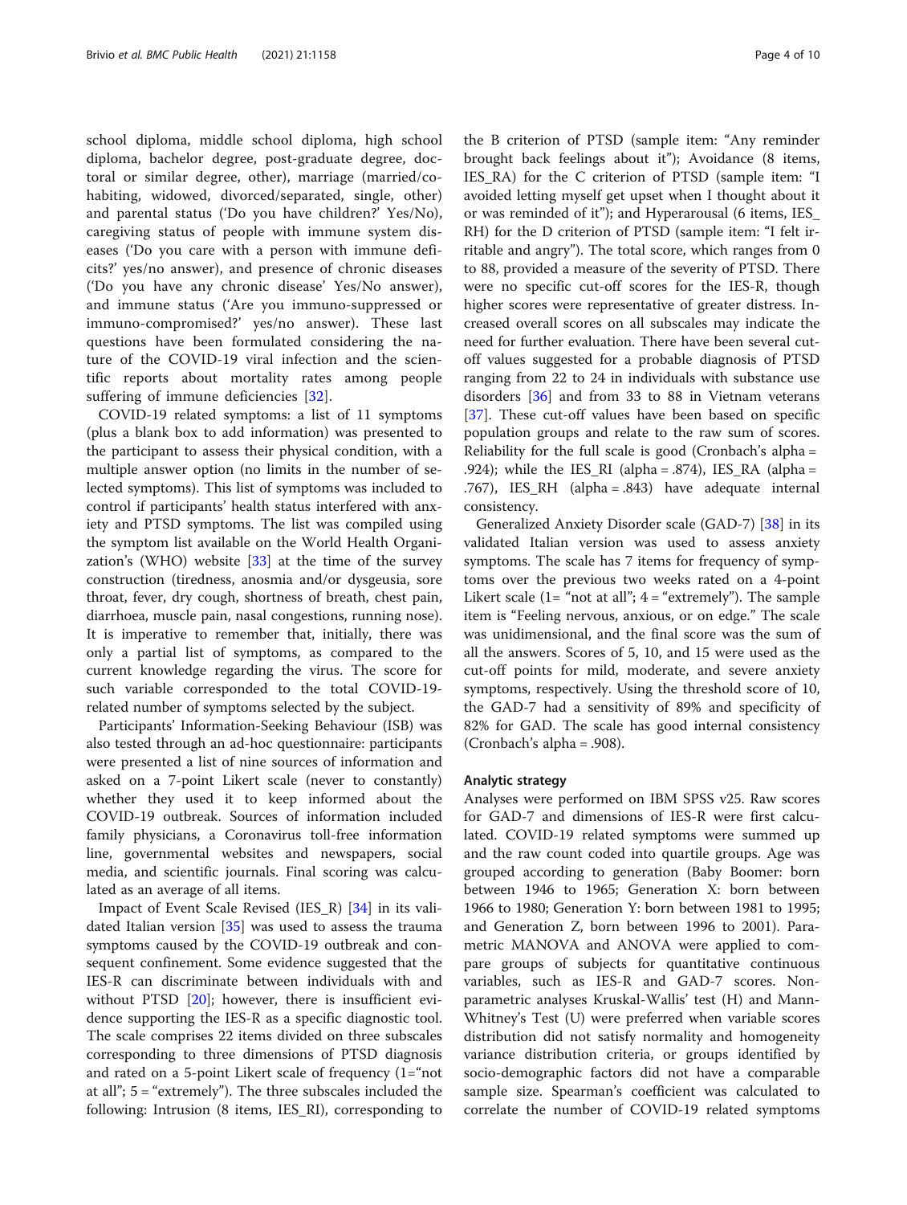school diploma, middle school diploma, high school diploma, bachelor degree, post-graduate degree, doctoral or similar degree, other), marriage (married/co-habiting, widowed, divorced/separated, single, other) and parental status ('Do you have children?' Yes/No), caregiving status of people with immune system diseases ('Do you care with a person with immune deficits?' yes/no answer), and presence of chronic diseases ('Do you have any chronic disease' Yes/No answer), and immune status ('Are you immuno-suppressed or immuno-compromised?' yes/no answer). These last questions have been formulated considering the nature of the COVID-19 viral infection and the scientific reports about mortality rates among people suffering of immune deficiencies [32].

COVID-19 related symptoms: a list of 11 symptoms (plus a blank box to add information) was presented to the participant to assess their physical condition, with a multiple answer option (no limits in the number of selected symptoms). This list of symptoms was included to control if participants' health status interfered with anxiety and PTSD symptoms. The list was compiled using the symptom list available on the World Health Organization's (WHO) website [33] at the time of the survey construction (tiredness, anosmia and/or dysgeusia, sore throat, fever, dry cough, shortness of breath, chest pain, diarrhoea, muscle pain, nasal congestions, running nose). It is imperative to remember that, initially, there was only a partial list of symptoms, as compared to the current knowledge regarding the virus. The score for such variable corresponded to the total COVID-19-related number of symptoms selected by the subject.

Participants' Information-Seeking Behaviour (ISB) was also tested through an ad-hoc questionnaire: participants were presented a list of nine sources of information and asked on a 7-point Likert scale (never to constantly) whether they used it to keep informed about the COVID-19 outbreak. Sources of information included family physicians, a Coronavirus toll-free information line, governmental websites and newspapers, social media, and scientific journals. Final scoring was calculated as an average of all items.

Impact of Event Scale Revised (IES_R) [34] in its validated Italian version [35] was used to assess the trauma symptoms caused by the COVID-19 outbreak and consequent confinement. Some evidence suggested that the IES-R can discriminate between individuals with and without PTSD [20]; however, there is insufficient evidence supporting the IES-R as a specific diagnostic tool. The scale comprises 22 items divided on three subscales corresponding to three dimensions of PTSD diagnosis and rated on a 5-point Likert scale of frequency (1="not at all"; 5 = "extremely"). The three subscales included the following: Intrusion (8 items, IES_RI), corresponding to the B criterion of PTSD (sample item: "Any reminder brought back feelings about it"); Avoidance (8 items, IES_RA) for the C criterion of PTSD (sample item: "I avoided letting myself get upset when I thought about it or was reminded of it"); and Hyperarousal (6 items, IES_RH) for the D criterion of PTSD (sample item: "I felt irritable and angry"). The total score, which ranges from 0 to 88, provided a measure of the severity of PTSD. There were no specific cut-off scores for the IES-R, though higher scores were representative of greater distress. Increased overall scores on all subscales may indicate the need for further evaluation. There have been several cut-off values suggested for a probable diagnosis of PTSD ranging from 22 to 24 in individuals with substance use disorders [36] and from 33 to 88 in Vietnam veterans [37]. These cut-off values have been based on specific population groups and relate to the raw sum of scores. Reliability for the full scale is good (Cronbach's alpha = .924); while the IES_RI (alpha = .874), IES_RA (alpha = .767), IES_RH (alpha = .843) have adequate internal consistency.

Generalized Anxiety Disorder scale (GAD-7) [38] in its validated Italian version was used to assess anxiety symptoms. The scale has 7 items for frequency of symptoms over the previous two weeks rated on a 4-point Likert scale (1= "not at all"; 4 = "extremely"). The sample item is "Feeling nervous, anxious, or on edge." The scale was unidimensional, and the final score was the sum of all the answers. Scores of 5, 10, and 15 were used as the cut-off points for mild, moderate, and severe anxiety symptoms, respectively. Using the threshold score of 10, the GAD-7 had a sensitivity of 89% and specificity of 82% for GAD. The scale has good internal consistency (Cronbach's alpha = .908).

### Analytic strategy

Analyses were performed on IBM SPSS v25. Raw scores for GAD-7 and dimensions of IES-R were first calculated. COVID-19 related symptoms were summed up and the raw count coded into quartile groups. Age was grouped according to generation (Baby Boomer: born between 1946 to 1965; Generation X: born between 1966 to 1980; Generation Y: born between 1981 to 1995; and Generation Z, born between 1996 to 2001). Parametric MANOVA and ANOVA were applied to compare groups of subjects for quantitative continuous variables, such as IES-R and GAD-7 scores. Non-parametric analyses Kruskal-Wallis' test (H) and Mann-Whitney's Test (U) were preferred when variable scores distribution did not satisfy normality and homogeneity variance distribution criteria, or groups identified by socio-demographic factors did not have a comparable sample size. Spearman's coefficient was calculated to correlate the number of COVID-19 related symptoms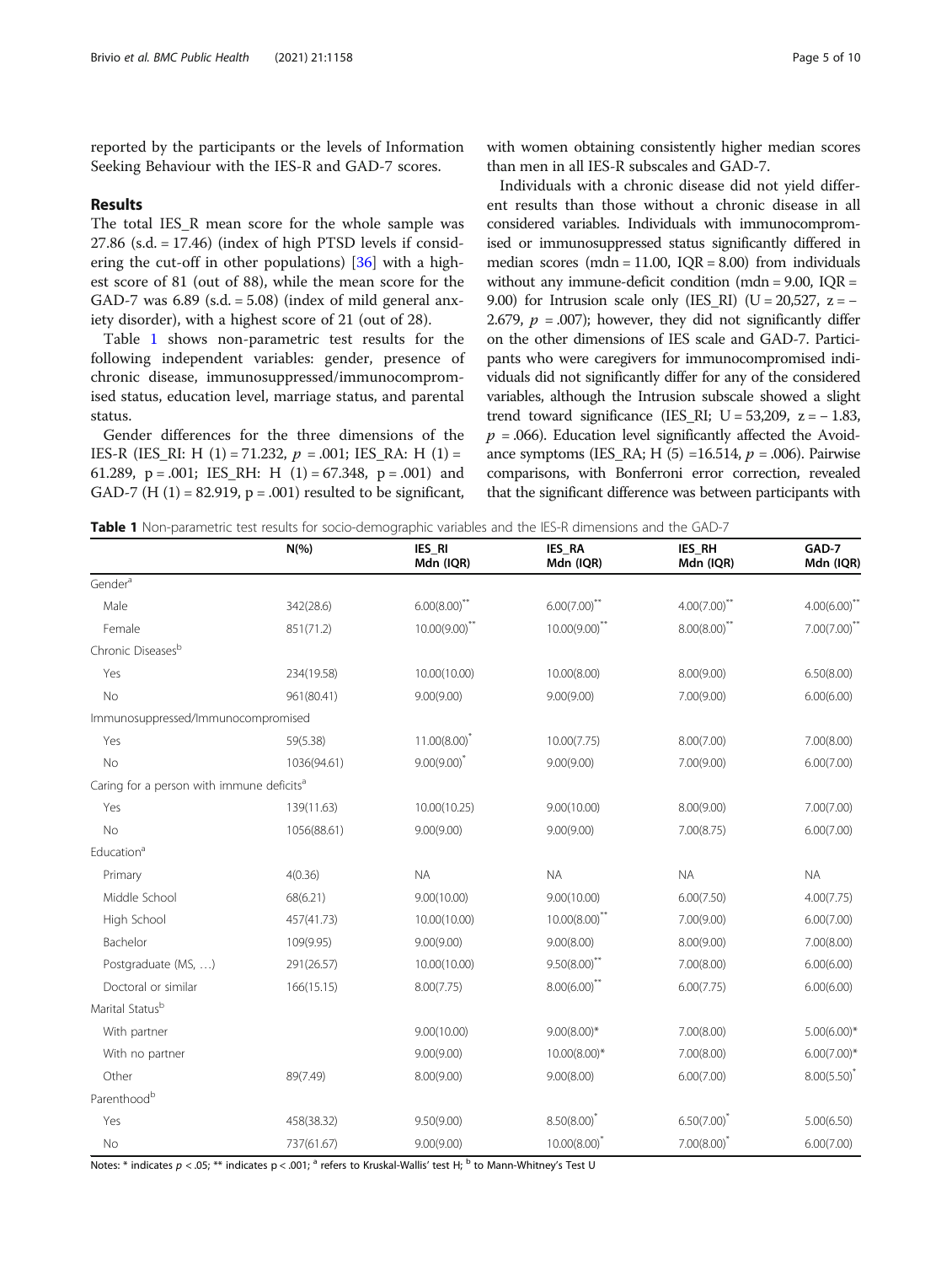reported by the participants or the levels of Information Seeking Behaviour with the IES-R and GAD-7 scores.

## Results

The total IES_R mean score for the whole sample was 27.86 (s.d. = 17.46) (index of high PTSD levels if considering the cut-off in other populations) [36] with a highest score of 81 (out of 88), while the mean score for the GAD-7 was 6.89 (s.d. = 5.08) (index of mild general anxiety disorder), with a highest score of 21 (out of 28).

Table 1 shows non-parametric test results for the following independent variables: gender, presence of chronic disease, immunosuppressed/immunocompromised status, education level, marriage status, and parental status.

Gender differences for the three dimensions of the IES-R (IES_RI: $H\ (1) = 71.232$, $p = .001$; IES_RA: $H\ (1) = 61.289$, $p = .001$; IES_RH: $H\ (1) = 67.348$, $p = .001$) and GAD-7 ($H\ (1) = 82.919$, $p = .001$) resulted to be significant, with women obtaining consistently higher median scores than men in all IES-R subscales and GAD-7.

Individuals with a chronic disease did not yield different results than those without a chronic disease in all considered variables. Individuals with immunocompromised or immunosuppressed status significantly differed in median scores (mdn = 11.00, IQR = 8.00) from individuals without any immune-deficit condition (mdn = 9.00, IQR = 9.00) for Intrusion scale only (IES_RI) ($U = 20{,}527$, $z = -2.679$, $p = .007$); however, they did not significantly differ on the other dimensions of IES scale and GAD-7. Participants who were caregivers for immunocompromised individuals did not significantly differ for any of the considered variables, although the Intrusion subscale showed a slight trend toward significance (IES_RI; $U = 53{,}209$, $z = -1.83$, $p = .066$). Education level significantly affected the Avoidance symptoms (IES_RA; $H\ (5) = 16.514$, $p = .006$). Pairwise comparisons, with Bonferroni error correction, revealed that the significant difference was between participants with

**Table 1** Non-parametric test results for socio-demographic variables and the IES-R dimensions and the GAD-7

| | N(%) | IES_RI Mdn (IQR) | IES_RA Mdn (IQR) | IES_RH Mdn (IQR) | GAD-7 Mdn (IQR) |
|---|---|---|---|---|---|
| Gender[a] | | | | | |
| Male | 342(28.6) | 6.00(8.00)** | 6.00(7.00)** | 4.00(7.00)** | 4.00(6.00)** |
| Female | 851(71.2) | 10.00(9.00)** | 10.00(9.00)** | 8.00(8.00)** | 7.00(7.00)** |
| Chronic Diseases[b] | | | | | |
| Yes | 234(19.58) | 10.00(10.00) | 10.00(8.00) | 8.00(9.00) | 6.50(8.00) |
| No | 961(80.41) | 9.00(9.00) | 9.00(9.00) | 7.00(9.00) | 6.00(6.00) |
| Immunosuppressed/Immunocompromised | | | | | |
| Yes | 59(5.38) | 11.00(8.00)* | 10.00(7.75) | 8.00(7.00) | 7.00(8.00) |
| No | 1036(94.61) | 9.00(9.00)* | 9.00(9.00) | 7.00(9.00) | 6.00(7.00) |
| Caring for a person with immune deficits[a] | | | | | |
| Yes | 139(11.63) | 10.00(10.25) | 9.00(10.00) | 8.00(9.00) | 7.00(7.00) |
| No | 1056(88.61) | 9.00(9.00) | 9.00(9.00) | 7.00(8.75) | 6.00(7.00) |
| Education[a] | | | | | |
| Primary | 4(0.36) | NA | NA | NA | NA |
| Middle School | 68(6.21) | 9.00(10.00) | 9.00(10.00) | 6.00(7.50) | 4.00(7.75) |
| High School | 457(41.73) | 10.00(10.00) | 10.00(8.00)** | 7.00(9.00) | 6.00(7.00) |
| Bachelor | 109(9.95) | 9.00(9.00) | 9.00(8.00) | 8.00(9.00) | 7.00(8.00) |
| Postgraduate (MS, …) | 291(26.57) | 10.00(10.00) | 9.50(8.00)** | 7.00(8.00) | 6.00(6.00) |
| Doctoral or similar | 166(15.15) | 8.00(7.75) | 8.00(6.00)** | 6.00(7.75) | 6.00(6.00) |
| Marital Status[b] | | | | | |
| With partner | | 9.00(10.00) | 9.00(8.00)* | 7.00(8.00) | 5.00(6.00)* |
| With no partner | | 9.00(9.00) | 10.00(8.00)* | 7.00(8.00) | 6.00(7.00)* |
| Other | 89(7.49) | 8.00(9.00) | 9.00(8.00) | 6.00(7.00) | 8.00(5.50)* |
| Parenthood[b] | | | | | |
| Yes | 458(38.32) | 9.50(9.00) | 8.50(8.00)* | 6.50(7.00)* | 5.00(6.50) |
| No | 737(61.67) | 9.00(9.00) | 10.00(8.00)* | 7.00(8.00)* | 6.00(7.00) |

Notes: * indicates $p < .05$; ** indicates $p < .001$; [a] refers to Kruskal-Wallis' test H; [b] to Mann-Whitney's Test U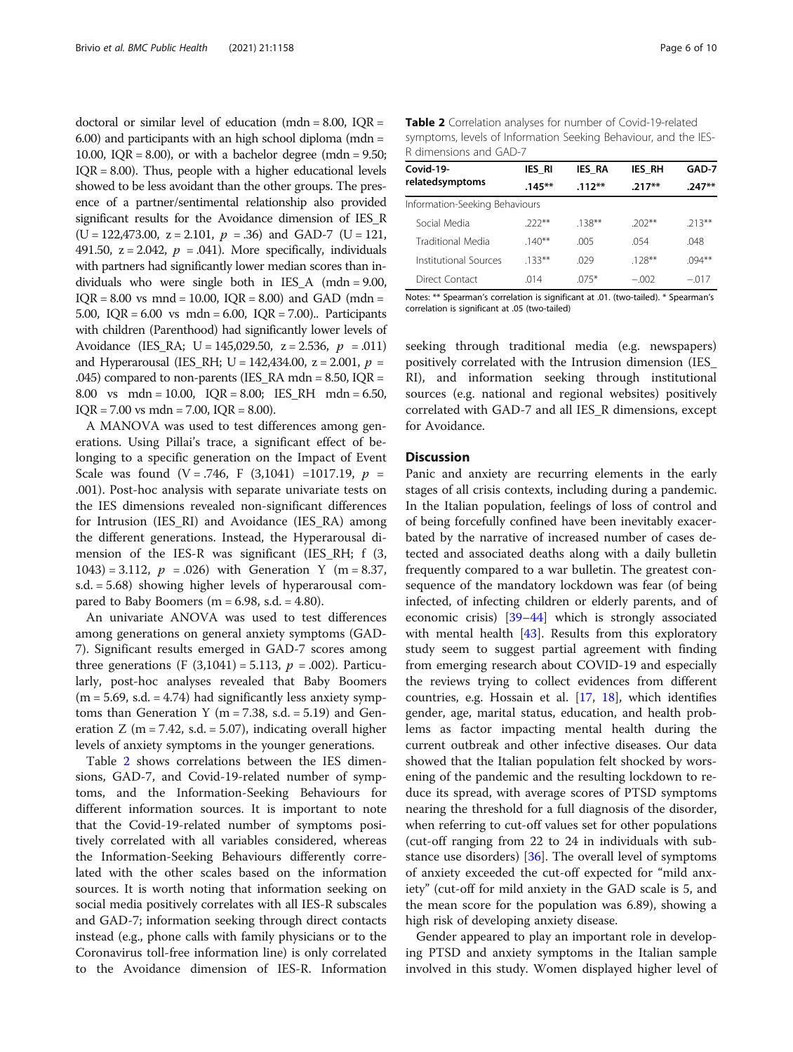doctoral or similar level of education (mdn = 8.00, IQR = 6.00) and participants with an high school diploma (mdn = 10.00, IQR = 8.00), or with a bachelor degree (mdn = 9.50; IQR = 8.00). Thus, people with a higher educational levels showed to be less avoidant than the other groups. The presence of a partner/sentimental relationship also provided significant results for the Avoidance dimension of IES_R (U = 122,473.00, z = 2.101, $p$ = .36) and GAD-7 (U = 121, 491.50, z = 2.042, $p$ = .041). More specifically, individuals with partners had significantly lower median scores than individuals who were single both in IES_A (mdn = 9.00, IQR = 8.00 vs mnd = 10.00, IQR = 8.00) and GAD (mdn = 5.00, IQR = 6.00 vs mdn = 6.00, IQR = 7.00).. Participants with children (Parenthood) had significantly lower levels of Avoidance (IES_RA; U = 145,029.50, z = 2.536, $p$ = .011) and Hyperarousal (IES_RH; U = 142,434.00, z = 2.001, $p$ = .045) compared to non-parents (IES_RA mdn = 8.50, IQR = 8.00 vs mdn = 10.00, IQR = 8.00; IES_RH mdn = 6.50, IQR = 7.00 vs mdn = 7.00, IQR = 8.00).

A MANOVA was used to test differences among generations. Using Pillai's trace, a significant effect of belonging to a specific generation on the Impact of Event Scale was found (V = .746, F (3,1041) =1017.19, $p$ = .001). Post-hoc analysis with separate univariate tests on the IES dimensions revealed non-significant differences for Intrusion (IES_RI) and Avoidance (IES_RA) among the different generations. Instead, the Hyperarousal dimension of the IES-R was significant (IES_RH; f (3, 1043) = 3.112, $p$ = .026) with Generation Y (m = 8.37, s.d. = 5.68) showing higher levels of hyperarousal compared to Baby Boomers (m = 6.98, s.d. = 4.80).

An univariate ANOVA was used to test differences among generations on general anxiety symptoms (GAD-7). Significant results emerged in GAD-7 scores among three generations (F (3,1041) = 5.113, $p$ = .002). Particularly, post-hoc analyses revealed that Baby Boomers (m = 5.69, s.d. = 4.74) had significantly less anxiety symptoms than Generation Y (m = 7.38, s.d. = 5.19) and Generation Z (m = 7.42, s.d. = 5.07), indicating overall higher levels of anxiety symptoms in the younger generations.

Table 2 shows correlations between the IES dimensions, GAD-7, and Covid-19-related number of symptoms, and the Information-Seeking Behaviours for different information sources. It is important to note that the Covid-19-related number of symptoms positively correlated with all variables considered, whereas the Information-Seeking Behaviours differently correlated with the other scales based on the information sources. It is worth noting that information seeking on social media positively correlates with all IES-R subscales and GAD-7; information seeking through direct contacts instead (e.g., phone calls with family physicians or to the Coronavirus toll-free information line) is only correlated to the Avoidance dimension of IES-R. Information seeking through traditional media (e.g. newspapers) positively correlated with the Intrusion dimension (IES_RI), and information seeking through institutional sources (e.g. national and regional websites) positively correlated with GAD-7 and all IES_R dimensions, except for Avoidance.

**Table 2** Correlation analyses for number of Covid-19-related symptoms, levels of Information Seeking Behaviour, and the IES-R dimensions and GAD-7

| Covid-19-relatedsymptoms | IES_RI | IES_RA | IES_RH | GAD-7 |
|---|---|---|---|---|
| | **.145**** | **.112**** | **.217**** | **.247**** |
| Information-Seeking Behaviours | | | | |
| Social Media | .222** | .138** | .202** | .213** |
| Traditional Media | .140** | .005 | .054 | .048 |
| Institutional Sources | .133** | .029 | .128** | .094** |
| Direct Contact | .014 | .075* | −.002 | −.017 |

Notes: ** Spearman's correlation is significant at .01. (two-tailed). * Spearman's correlation is significant at .05 (two-tailed)

## Discussion

Panic and anxiety are recurring elements in the early stages of all crisis contexts, including during a pandemic. In the Italian population, feelings of loss of control and of being forcefully confined have been inevitably exacerbated by the narrative of increased number of cases detected and associated deaths along with a daily bulletin frequently compared to a war bulletin. The greatest consequence of the mandatory lockdown was fear (of being infected, of infecting children or elderly parents, and of economic crisis) [39–44] which is strongly associated with mental health [43]. Results from this exploratory study seem to suggest partial agreement with finding from emerging research about COVID-19 and especially the reviews trying to collect evidences from different countries, e.g. Hossain et al. [17, 18], which identifies gender, age, marital status, education, and health problems as factor impacting mental health during the current outbreak and other infective diseases. Our data showed that the Italian population felt shocked by worsening of the pandemic and the resulting lockdown to reduce its spread, with average scores of PTSD symptoms nearing the threshold for a full diagnosis of the disorder, when referring to cut-off values set for other populations (cut-off ranging from 22 to 24 in individuals with substance use disorders) [36]. The overall level of symptoms of anxiety exceeded the cut-off expected for "mild anxiety" (cut-off for mild anxiety in the GAD scale is 5, and the mean score for the population was 6.89), showing a high risk of developing anxiety disease.

Gender appeared to play an important role in developing PTSD and anxiety symptoms in the Italian sample involved in this study. Women displayed higher level of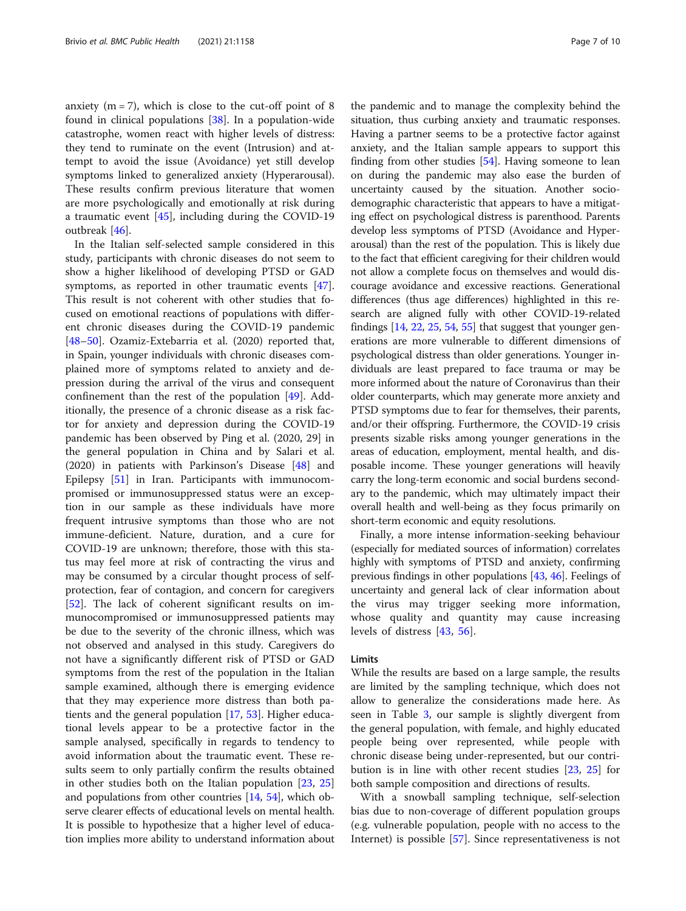anxiety (m = 7), which is close to the cut-off point of 8 found in clinical populations [38]. In a population-wide catastrophe, women react with higher levels of distress: they tend to ruminate on the event (Intrusion) and attempt to avoid the issue (Avoidance) yet still develop symptoms linked to generalized anxiety (Hyperarousal). These results confirm previous literature that women are more psychologically and emotionally at risk during a traumatic event [45], including during the COVID-19 outbreak [46].

In the Italian self-selected sample considered in this study, participants with chronic diseases do not seem to show a higher likelihood of developing PTSD or GAD symptoms, as reported in other traumatic events [47]. This result is not coherent with other studies that focused on emotional reactions of populations with different chronic diseases during the COVID-19 pandemic [48–50]. Ozamiz-Extebarria et al. (2020) reported that, in Spain, younger individuals with chronic diseases complained more of symptoms related to anxiety and depression during the arrival of the virus and consequent confinement than the rest of the population [49]. Additionally, the presence of a chronic disease as a risk factor for anxiety and depression during the COVID-19 pandemic has been observed by Ping et al. (2020, 29] in the general population in China and by Salari et al. (2020) in patients with Parkinson's Disease [48] and Epilepsy [51] in Iran. Participants with immunocompromised or immunosuppressed status were an exception in our sample as these individuals have more frequent intrusive symptoms than those who are not immune-deficient. Nature, duration, and a cure for COVID-19 are unknown; therefore, those with this status may feel more at risk of contracting the virus and may be consumed by a circular thought process of self-protection, fear of contagion, and concern for caregivers [52]. The lack of coherent significant results on immunocompromised or immunosuppressed patients may be due to the severity of the chronic illness, which was not observed and analysed in this study. Caregivers do not have a significantly different risk of PTSD or GAD symptoms from the rest of the population in the Italian sample examined, although there is emerging evidence that they may experience more distress than both patients and the general population [17, 53]. Higher educational levels appear to be a protective factor in the sample analysed, specifically in regards to tendency to avoid information about the traumatic event. These results seem to only partially confirm the results obtained in other studies both on the Italian population [23, 25] and populations from other countries [14, 54], which observe clearer effects of educational levels on mental health. It is possible to hypothesize that a higher level of education implies more ability to understand information about the pandemic and to manage the complexity behind the situation, thus curbing anxiety and traumatic responses. Having a partner seems to be a protective factor against anxiety, and the Italian sample appears to support this finding from other studies [54]. Having someone to lean on during the pandemic may also ease the burden of uncertainty caused by the situation. Another sociodemographic characteristic that appears to have a mitigating effect on psychological distress is parenthood. Parents develop less symptoms of PTSD (Avoidance and Hyperarousal) than the rest of the population. This is likely due to the fact that efficient caregiving for their children would not allow a complete focus on themselves and would discourage avoidance and excessive reactions. Generational differences (thus age differences) highlighted in this research are aligned fully with other COVID-19-related findings [14, 22, 25, 54, 55] that suggest that younger generations are more vulnerable to different dimensions of psychological distress than older generations. Younger individuals are least prepared to face trauma or may be more informed about the nature of Coronavirus than their older counterparts, which may generate more anxiety and PTSD symptoms due to fear for themselves, their parents, and/or their offspring. Furthermore, the COVID-19 crisis presents sizable risks among younger generations in the areas of education, employment, mental health, and disposable income. These younger generations will heavily carry the long-term economic and social burdens secondary to the pandemic, which may ultimately impact their overall health and well-being as they focus primarily on short-term economic and equity resolutions.

Finally, a more intense information-seeking behaviour (especially for mediated sources of information) correlates highly with symptoms of PTSD and anxiety, confirming previous findings in other populations [43, 46]. Feelings of uncertainty and general lack of clear information about the virus may trigger seeking more information, whose quality and quantity may cause increasing levels of distress [43, 56].

## Limits

While the results are based on a large sample, the results are limited by the sampling technique, which does not allow to generalize the considerations made here. As seen in Table 3, our sample is slightly divergent from the general population, with female, and highly educated people being over represented, while people with chronic disease being under-represented, but our contribution is in line with other recent studies [23, 25] for both sample composition and directions of results.

With a snowball sampling technique, self-selection bias due to non-coverage of different population groups (e.g. vulnerable population, people with no access to the Internet) is possible [57]. Since representativeness is not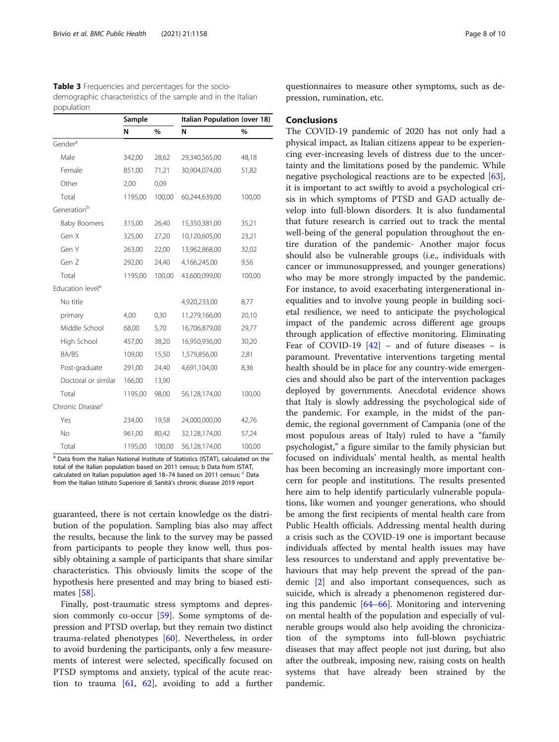**Table 3** Frequencies and percentages for the socio-demographic characteristics of the sample and in the Italian population

| | Sample | | Italian Population (over 18) | |
|---|---|---|---|---|
| | N | % | N | % |
| Gender[a] | | | | |
| Male | 342,00 | 28,62 | 29,340,565,00 | 48,18 |
| Female | 851,00 | 71,21 | 30,904,074,00 | 51,82 |
| Other | 2,00 | 0,09 | | |
| Total | 1195,00 | 100,00 | 60,244,639,00 | 100,00 |
| Generation[b] | | | | |
| Baby Boomers | 315,00 | 26,40 | 15,350,381,00 | 35,21 |
| Gen X | 325,00 | 27,20 | 10,120,605,00 | 23,21 |
| Gen Y | 263,00 | 22,00 | 13,962,868,00 | 32,02 |
| Gen Z | 292,00 | 24,40 | 4,166,245,00 | 9,56 |
| Total | 1195,00 | 100,00 | 43,600,099,00 | 100,00 |
| Education level[a] | | | | |
| No title | | | 4,920,233,00 | 8,77 |
| primary | 4,00 | 0,30 | 11,279,166,00 | 20,10 |
| Middle School | 68,00 | 5,70 | 16,706,879,00 | 29,77 |
| High School | 457,00 | 38,20 | 16,950,936,00 | 30,20 |
| BA/BS | 109,00 | 15,50 | 1,579,856,00 | 2,81 |
| Post-graduate | 291,00 | 24,40 | 4,691,104,00 | 8,36 |
| Doctoral or similar | 166,00 | 13,90 | | |
| Total | 1195,00 | 98,00 | 56,128,174,00 | 100,00 |
| Chronic Disease[c] | | | | |
| Yes | 234,00 | 19,58 | 24,000,000,00 | 42,76 |
| No | 961,00 | 80,42 | 32,128,174,00 | 57,24 |
| Total | 1195,00 | 100,00 | 56,128,174,00 | 100,00 |

[a] Data from the Italian National Institute of Statistics (ISTAT), calculated on the total of the Italian population based on 2011 census; b Data from ISTAT, calculated on Italian population aged 18–74 based on 2011 census; [c] Data from the Italian Istituto Superiore di Sanità's chronic disease 2019 report

guaranteed, there is not certain knowledge os the distribution of the population. Sampling bias also may affect the results, because the link to the survey may be passed from participants to people they know well, thus possibly obtaining a sample of participants that share similar characteristics. This obviously limits the scope of the hypothesis here presented and may bring to biased estimates [58].

Finally, post-traumatic stress symptoms and depression commonly co-occur [59]. Some symptoms of depression and PTSD overlap, but they remain two distinct trauma-related phenotypes [60]. Nevertheless, in order to avoid burdening the participants, only a few measurements of interest were selected, specifically focused on PTSD symptoms and anxiety, typical of the acute reaction to trauma [61, 62], avoiding to add a further questionnaires to measure other symptoms, such as depression, rumination, etc.

## Conclusions

The COVID-19 pandemic of 2020 has not only had a physical impact, as Italian citizens appear to be experiencing ever-increasing levels of distress due to the uncertainty and the limitations posed by the pandemic. While negative psychological reactions are to be expected [63], it is important to act swiftly to avoid a psychological crisis in which symptoms of PTSD and GAD actually develop into full-blown disorders. It is also fundamental that future research is carried out to track the mental well-being of the general population throughout the entire duration of the pandemic- Another major focus should also be vulnerable groups (i.e., individuals with cancer or immunosuppressed, and younger generations) who may be more strongly impacted by the pandemic. For instance, to avoid exacerbating intergenerational inequalities and to involve young people in building societal resilience, we need to anticipate the psychological impact of the pandemic across different age groups through application of effective monitoring. Eliminating Fear of COVID-19 [42] – and of future diseases – is paramount. Preventative interventions targeting mental health should be in place for any country-wide emergencies and should also be part of the intervention packages deployed by governments. Anecdotal evidence shows that Italy is slowly addressing the psychological side of the pandemic. For example, in the midst of the pandemic, the regional government of Campania (one of the most populous areas of Italy) ruled to have a "family psychologist," a figure similar to the family physician but focused on individuals' mental health, as mental health has been becoming an increasingly more important concern for people and institutions. The results presented here aim to help identify particularly vulnerable populations, like women and younger generations, who should be among the first recipients of mental health care from Public Health officials. Addressing mental health during a crisis such as the COVID-19 one is important because individuals affected by mental health issues may have less resources to understand and apply preventative behaviours that may help prevent the spread of the pandemic [2] and also important consequences, such as suicide, which is already a phenomenon registered during this pandemic [64–66]. Monitoring and intervening on mental health of the population and especially of vulnerable groups would also help avoiding the chronicization of the symptoms into full-blown psychiatric diseases that may affect people not just during, but also after the outbreak, imposing new, raising costs on health systems that have already been strained by the pandemic.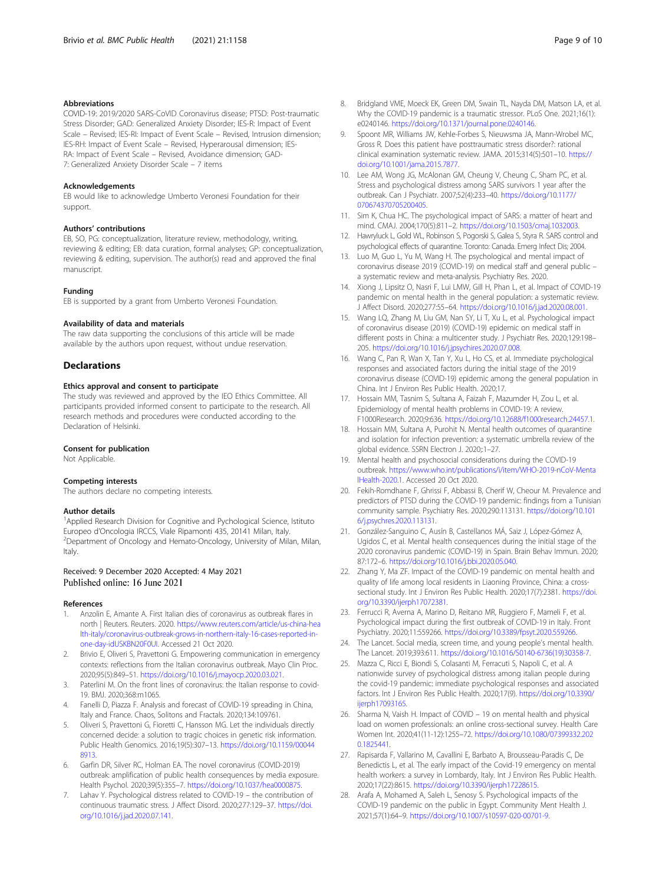### Abbreviations

COVID-19: 2019/2020 SARS-CoVID Coronavirus disease; PTSD: Post-traumatic Stress Disorder; GAD: Generalized Anxiety Disorder; IES-R: Impact of Event Scale – Revised; IES-RI: Impact of Event Scale – Revised, Intrusion dimension; IES-RH: Impact of Event Scale – Revised, Hyperarousal dimension; IES-RA: Impact of Event Scale – Revised, Avoidance dimension; GAD-7: Generalized Anxiety Disorder Scale – 7 items

### Acknowledgements

EB would like to acknowledge Umberto Veronesi Foundation for their support.

### Authors' contributions

EB, SO, PG: conceptualization, literature review, methodology, writing, reviewing & editing; EB: data curation, formal analyses; GP: conceptualization, reviewing & editing, supervision. The author(s) read and approved the final manuscript.

### Funding

EB is supported by a grant from Umberto Veronesi Foundation.

### Availability of data and materials

The raw data supporting the conclusions of this article will be made available by the authors upon request, without undue reservation.

## Declarations

### Ethics approval and consent to participate

The study was reviewed and approved by the IEO Ethics Committee. All participants provided informed consent to participate to the research. All research methods and procedures were conducted according to the Declaration of Helsinki.

### Consent for publication

Not Applicable.

### Competing interests

The authors declare no competing interests.

### Author details

[1]Applied Research Division for Cognitive and Pychological Science, Istituto Europeo d'Oncologia IRCCS, Viale Ripamonti 435, 20141 Milan, Italy. [2]Department of Oncology and Hemato-Oncology, University of Milan, Milan, Italy.

Received: 9 December 2020 Accepted: 4 May 2021
Published online: 16 June 2021

### References

1. Anzolin E, Amante A. First Italian dies of coronavirus as outbreak flares in north | Reuters. Reuters. 2020. https://www.reuters.com/article/us-china-health-italy/coronavirus-outbreak-grows-in-northern-italy-16-cases-reported-in-one-day-idUSKBN20F0UI. Accessed 21 Oct 2020.
2. Brivio E, Oliveri S, Pravettoni G. Empowering communication in emergency contexts: reflections from the Italian coronavirus outbreak. Mayo Clin Proc. 2020;95(5):849–51. https://doi.org/10.1016/j.mayocp.2020.03.021.
3. Paterlini M. On the front lines of coronavirus: the Italian response to covid-19. BMJ. 2020;368:m1065.
4. Fanelli D, Piazza F. Analysis and forecast of COVID-19 spreading in China, Italy and France. Chaos, Solitons and Fractals. 2020;134:109761.
5. Oliveri S, Pravettoni G, Fioretti C, Hansson MG. Let the individuals directly concerned decide: a solution to tragic choices in genetic risk information. Public Health Genomics. 2016;19(5):307–13. https://doi.org/10.1159/000448913.
6. Garfin DR, Silver RC, Holman EA. The novel coronavirus (COVID-2019) outbreak: amplification of public health consequences by media exposure. Health Psychol. 2020;39(5):355–7. https://doi.org/10.1037/hea0000875.
7. Lahav Y. Psychological distress related to COVID-19 – the contribution of continuous traumatic stress. J Affect Disord. 2020;277:129–37. https://doi.org/10.1016/j.jad.2020.07.141.
8. Bridgland VME, Moeck EK, Green DM, Swain TL, Nayda DM, Matson LA, et al. Why the COVID-19 pandemic is a traumatic stressor. PLoS One. 2021;16(1):e0240146. https://doi.org/10.1371/journal.pone.0240146.
9. Spoont MR, Williams JW, Kehle-Forbes S, Nieuwsma JA, Mann-Wrobel MC, Gross R. Does this patient have posttraumatic stress disorder?: rational clinical examination systematic review. JAMA. 2015;314(5):501–10. https://doi.org/10.1001/jama.2015.7877.
10. Lee AM, Wong JG, McAlonan GM, Cheung V, Cheung C, Sham PC, et al. Stress and psychological distress among SARS survivors 1 year after the outbreak. Can J Psychiatr. 2007;52(4):233–40. https://doi.org/10.1177/070674370705200405.
11. Sim K, Chua HC. The psychological impact of SARS: a matter of heart and mind. CMAJ. 2004;170(5):811–2. https://doi.org/10.1503/cmaj.1032003.
12. Hawryluck L, Gold WL, Robinson S, Pogorski S, Galea S, Styra R. SARS control and psychological effects of quarantine. Toronto: Canada. Emerg Infect Dis; 2004.
13. Luo M, Guo L, Yu M, Wang H. The psychological and mental impact of coronavirus disease 2019 (COVID-19) on medical staff and general public – a systematic review and meta-analysis. Psychiatry Res. 2020.
14. Xiong J, Lipsitz O, Nasri F, Lui LMW, Gill H, Phan L, et al. Impact of COVID-19 pandemic on mental health in the general population: a systematic review. J Affect Disord. 2020;277:55–64. https://doi.org/10.1016/j.jad.2020.08.001.
15. Wang LQ, Zhang M, Liu GM, Nan SY, Li T, Xu L, et al. Psychological impact of coronavirus disease (2019) (COVID-19) epidemic on medical staff in different posts in China: a multicenter study. J Psychiatr Res. 2020;129:198–205. https://doi.org/10.1016/j.jpsychires.2020.07.008.
16. Wang C, Pan R, Wan X, Tan Y, Xu L, Ho CS, et al. Immediate psychological responses and associated factors during the initial stage of the 2019 coronavirus disease (COVID-19) epidemic among the general population in China. Int J Environ Res Public Health. 2020;17.
17. Hossain MM, Tasnim S, Sultana A, Faizah F, Mazumder H, Zou L, et al. Epidemiology of mental health problems in COVID-19: A review. F1000Research. 2020;9:636. https://doi.org/10.12688/f1000research.24457.1.
18. Hossain MM, Sultana A, Purohit N. Mental health outcomes of quarantine and isolation for infection prevention: a systematic umbrella review of the global evidence. SSRN Electron J. 2020;:1–27.
19. Mental health and psychosocial considerations during the COVID-19 outbreak. https://www.who.int/publications/i/item/WHO-2019-nCoV-MentalHealth-2020.1. Accessed 20 Oct 2020.
20. Fekih-Romdhane F, Ghrissi F, Abbassi B, Cherif W, Cheour M. Prevalence and predictors of PTSD during the COVID-19 pandemic: findings from a Tunisian community sample. Psychiatry Res. 2020;290:113131. https://doi.org/10.1016/j.psychres.2020.113131.
21. González-Sanguino C, Ausín B, Castellanos MÁ, Saiz J, López-Gómez A, Ugidos C, et al. Mental health consequences during the initial stage of the 2020 coronavirus pandemic (COVID-19) in Spain. Brain Behav Immun. 2020;87:172–6. https://doi.org/10.1016/j.bbi.2020.05.040.
22. Zhang Y, Ma ZF. Impact of the COVID-19 pandemic on mental health and quality of life among local residents in Liaoning Province, China: a cross-sectional study. Int J Environ Res Public Health. 2020;17(7):2381. https://doi.org/10.3390/ijerph17072381.
23. Ferrucci R, Averna A, Marino D, Reitano MR, Ruggiero F, Mameli F, et al. Psychological impact during the first outbreak of COVID-19 in Italy. Front Psychiatry. 2020;11:559266. https://doi.org/10.3389/fpsyt.2020.559266.
24. The Lancet. Social media, screen time, and young people's mental health. The Lancet. 2019;393:611. https://doi.org/10.1016/S0140-6736(19)30358-7.
25. Mazza C, Ricci E, Biondi S, Colasanti M, Ferracuti S, Napoli C, et al. A nationwide survey of psychological distress among italian people during the covid-19 pandemic: immediate psychological responses and associated factors. Int J Environ Res Public Health. 2020;17(9). https://doi.org/10.3390/ijerph17093165.
26. Sharma N, Vaish H. Impact of COVID – 19 on mental health and physical load on women professionals: an online cross-sectional survey. Health Care Women Int. 2020;41(11-12):1255–72. https://doi.org/10.1080/07399332.2020.1825441.
27. Rapisarda F, Vallarino M, Cavallini E, Barbato A, Brousseau-Paradis C, De Benedictis L, et al. The early impact of the Covid-19 emergency on mental health workers: a survey in Lombardy, Italy. Int J Environ Res Public Health. 2020;17(22):8615. https://doi.org/10.3390/ijerph17228615.
28. Arafa A, Mohamed A, Saleh L, Senosy S. Psychological impacts of the COVID-19 pandemic on the public in Egypt. Community Ment Health J. 2021;57(1):64–9. https://doi.org/10.1007/s10597-020-00701-9.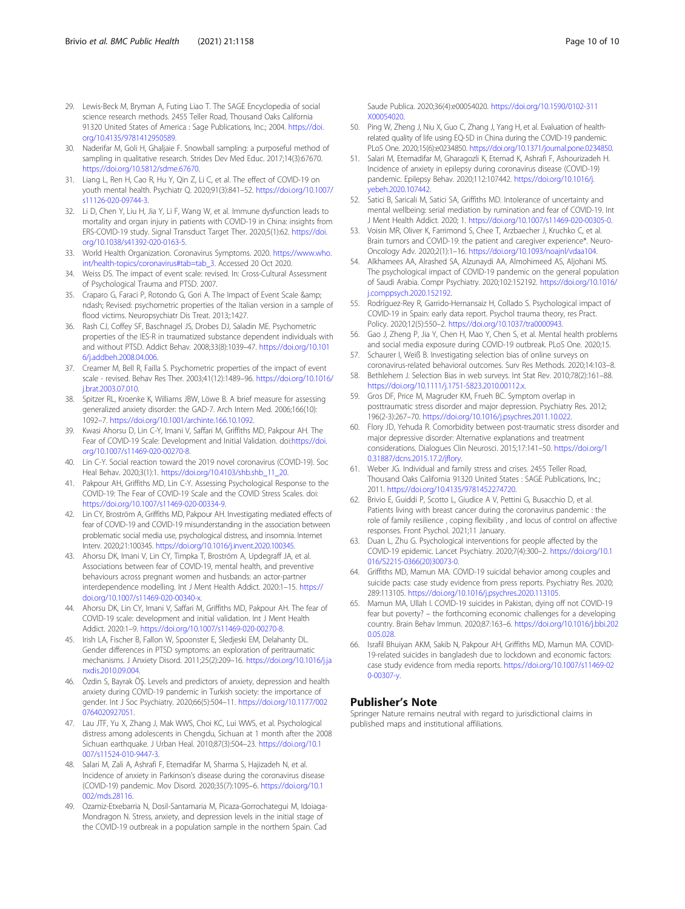29. Lewis-Beck M, Bryman A, Futing Liao T. The SAGE Encyclopedia of social science research methods. 2455 Teller Road, Thousand Oaks California 91320 United States of America : Sage Publications, Inc.; 2004. https://doi.org/10.4135/9781412950589.
30. Naderifar M, Goli H, Ghaljaie F. Snowball sampling: a purposeful method of sampling in qualitative research. Strides Dev Med Educ. 2017;14(3):67670. https://doi.org/10.5812/sdme.67670.
31. Liang L, Ren H, Cao R, Hu Y, Qin Z, Li C, et al. The effect of COVID-19 on youth mental health. Psychiatr Q. 2020;91(3):841–52. https://doi.org/10.1007/s11126-020-09744-3.
32. Li D, Chen Y, Liu H, Jia Y, Li F, Wang W, et al. Immune dysfunction leads to mortality and organ injury in patients with COVID-19 in China: insights from ERS-COVID-19 study. Signal Transduct Target Ther. 2020;5(1):62. https://doi.org/10.1038/s41392-020-0163-5.
33. World Health Organization. Coronavirus Symptoms. 2020. https://www.who.int/health-topics/coronavirus#tab=tab_3. Accessed 20 Oct 2020.
34. Weiss DS. The impact of event scale: revised. In: Cross-Cultural Assessment of Psychological Trauma and PTSD. 2007.
35. Craparo G, Faraci P, Rotondo G, Gori A. The Impact of Event Scale &amp; ndash; Revised: psychometric properties of the Italian version in a sample of flood victims. Neuropsychiatr Dis Treat. 2013;:1427.
36. Rash CJ, Coffey SF, Baschnagel JS, Drobes DJ, Saladin ME. Psychometric properties of the IES-R in traumatized substance dependent individuals with and without PTSD. Addict Behav. 2008;33(8):1039–47. https://doi.org/10.1016/j.addbeh.2008.04.006.
37. Creamer M, Bell R, Failla S. Psychometric properties of the impact of event scale - revised. Behav Res Ther. 2003;41(12):1489–96. https://doi.org/10.1016/j.brat.2003.07.010.
38. Spitzer RL, Kroenke K, Williams JBW, Löwe B. A brief measure for assessing generalized anxiety disorder: the GAD-7. Arch Intern Med. 2006;166(10):1092–7. https://doi.org/10.1001/archinte.166.10.1092.
39. Kwasi Ahorsu D, Lin C-Y, Imani V, Saffari M, Griffiths MD, Pakpour AH. The Fear of COVID-19 Scale: Development and Initial Validation. doi:https://doi.org/10.1007/s11469-020-00270-8.
40. Lin C-Y. Social reaction toward the 2019 novel coronavirus (COVID-19). Soc Heal Behav. 2020;3(1):1. https://doi.org/10.4103/shb.shb_11_20.
41. Pakpour AH, Griffiths MD, Lin C-Y. Assessing Psychological Response to the COVID-19: The Fear of COVID-19 Scale and the COVID Stress Scales. doi: https://doi.org/10.1007/s11469-020-00334-9.
42. Lin CY, Broström A, Griffiths MD, Pakpour AH. Investigating mediated effects of fear of COVID-19 and COVID-19 misunderstanding in the association between problematic social media use, psychological distress, and insomnia. Internet Interv. 2020;21:100345. https://doi.org/10.1016/j.invent.2020.100345.
43. Ahorsu DK, Imani V, Lin CY, Timpka T, Broström A, Updegraff JA, et al. Associations between fear of COVID-19, mental health, and preventive behaviours across pregnant women and husbands: an actor-partner interdependence modelling. Int J Ment Health Addict. 2020:1–15. https://doi.org/10.1007/s11469-020-00340-x.
44. Ahorsu DK, Lin CY, Imani V, Saffari M, Griffiths MD, Pakpour AH. The fear of COVID-19 scale: development and initial validation. Int J Ment Health Addict. 2020:1–9. https://doi.org/10.1007/s11469-020-00270-8.
45. Irish LA, Fischer B, Fallon W, Spoonster E, Sledjeski EM, Delahanty DL. Gender differences in PTSD symptoms: an exploration of peritraumatic mechanisms. J Anxiety Disord. 2011;25(2):209–16. https://doi.org/10.1016/j.janxdis.2010.09.004.
46. Özdin S, Bayrak ÖŞ. Levels and predictors of anxiety, depression and health anxiety during COVID-19 pandemic in Turkish society: the importance of gender. Int J Soc Psychiatry. 2020;66(5):504–11. https://doi.org/10.1177/0020764020927051.
47. Lau JTF, Yu X, Zhang J, Mak WWS, Choi KC, Lui WWS, et al. Psychological distress among adolescents in Chengdu, Sichuan at 1 month after the 2008 Sichuan earthquake. J Urban Heal. 2010;87(3):504–23. https://doi.org/10.1007/s11524-010-9447-3.
48. Salari M, Zali A, Ashrafi F, Etemadifar M, Sharma S, Hajizadeh N, et al. Incidence of anxiety in Parkinson's disease during the coronavirus disease (COVID-19) pandemic. Mov Disord. 2020;35(7):1095–6. https://doi.org/10.1002/mds.28116.
49. Ozamiz-Etxebarria N, Dosil-Santamaria M, Picaza-Gorrochategui M, Idoiaga-Mondragon N. Stress, anxiety, and depression levels in the initial stage of the COVID-19 outbreak in a population sample in the northern Spain. Cad Saude Publica. 2020;36(4):e00054020. https://doi.org/10.1590/0102-311X00054020.
50. Ping W, Zheng J, Niu X, Guo C, Zhang J, Yang H, et al. Evaluation of health-related quality of life using EQ-5D in China during the COVID-19 pandemic. PLoS One. 2020;15(6):e0234850. https://doi.org/10.1371/journal.pone.0234850.
51. Salari M, Etemadifar M, Gharagozli K, Etemad K, Ashrafi F, Ashourizadeh H. Incidence of anxiety in epilepsy during coronavirus disease (COVID-19) pandemic. Epilepsy Behav. 2020;112:107442. https://doi.org/10.1016/j.yebeh.2020.107442.
52. Satici B, Saricali M, Satici SA, Griffiths MD. Intolerance of uncertainty and mental wellbeing: serial mediation by rumination and fear of COVID-19. Int J Ment Health Addict. 2020; 1. https://doi.org/10.1007/s11469-020-00305-0.
53. Voisin MR, Oliver K, Farrimond S, Chee T, Arzbaecher J, Kruchko C, et al. Brain tumors and COVID-19: the patient and caregiver experience*. Neuro-Oncology Adv. 2020;2(1):1–16. https://doi.org/10.1093/noajnl/vdaa104.
54. Alkhamees AA, Alrashed SA, Alzunaydi AA, Almohimeed AS, Aljohani MS. The psychological impact of COVID-19 pandemic on the general population of Saudi Arabia. Compr Psychiatry. 2020;102:152192. https://doi.org/10.1016/j.comppsych.2020.152192.
55. Rodríguez-Rey R, Garrido-Hernansaiz H, Collado S. Psychological impact of COVID-19 in Spain: early data report. Psychol trauma theory, res Pract. Policy. 2020;12(5):550–2. https://doi.org/10.1037/tra0000943.
56. Gao J, Zheng P, Jia Y, Chen H, Mao Y, Chen S, et al. Mental health problems and social media exposure during COVID-19 outbreak. PLoS One. 2020;15.
57. Schaurer I, Weiß B. Investigating selection bias of online surveys on coronavirus-related behavioral outcomes. Surv Res Methods. 2020;14:103–8.
58. Bethlehem J. Selection Bias in web surveys. Int Stat Rev. 2010;78(2):161–88. https://doi.org/10.1111/j.1751-5823.2010.00112.x.
59. Gros DF, Price M, Magruder KM, Frueh BC. Symptom overlap in posttraumatic stress disorder and major depression. Psychiatry Res. 2012;196(2-3):267–70. https://doi.org/10.1016/j.psychres.2011.10.022.
60. Flory JD, Yehuda R. Comorbidity between post-traumatic stress disorder and major depressive disorder: Alternative explanations and treatment considerations. Dialogues Clin Neurosci. 2015;17:141–50. https://doi.org/10.31887/dcns.2015.17.2/jflory.
61. Weber JG. Individual and family stress and crises. 2455 Teller Road, Thousand Oaks California 91320 United States : SAGE Publications, Inc.; 2011. https://doi.org/10.4135/9781452274720.
62. Brivio E, Guiddi P, Scotto L, Giudice A V, Pettini G, Busacchio D, et al. Patients living with breast cancer during the coronavirus pandemic : the role of family resilience , coping flexibility , and locus of control on affective responses. Front Psychol. 2021;11 January.
63. Duan L, Zhu G. Psychological interventions for people affected by the COVID-19 epidemic. Lancet Psychiatry. 2020;7(4):300–2. https://doi.org/10.1016/S2215-0366(20)30073-0.
64. Griffiths MD, Mamun MA. COVID-19 suicidal behavior among couples and suicide pacts: case study evidence from press reports. Psychiatry Res. 2020;289:113105. https://doi.org/10.1016/j.psychres.2020.113105.
65. Mamun MA, Ullah I. COVID-19 suicides in Pakistan, dying off not COVID-19 fear but poverty? – the forthcoming economic challenges for a developing country. Brain Behav Immun. 2020;87:163–6. https://doi.org/10.1016/j.bbi.2020.05.028.
66. Israfil Bhuiyan AKM, Sakib N, Pakpour AH, Griffiths MD, Mamun MA. COVID-19-related suicides in bangladesh due to lockdown and economic factors: case study evidence from media reports. https://doi.org/10.1007/s11469-020-00307-y.

## Publisher's Note

Springer Nature remains neutral with regard to jurisdictional claims in published maps and institutional affiliations.